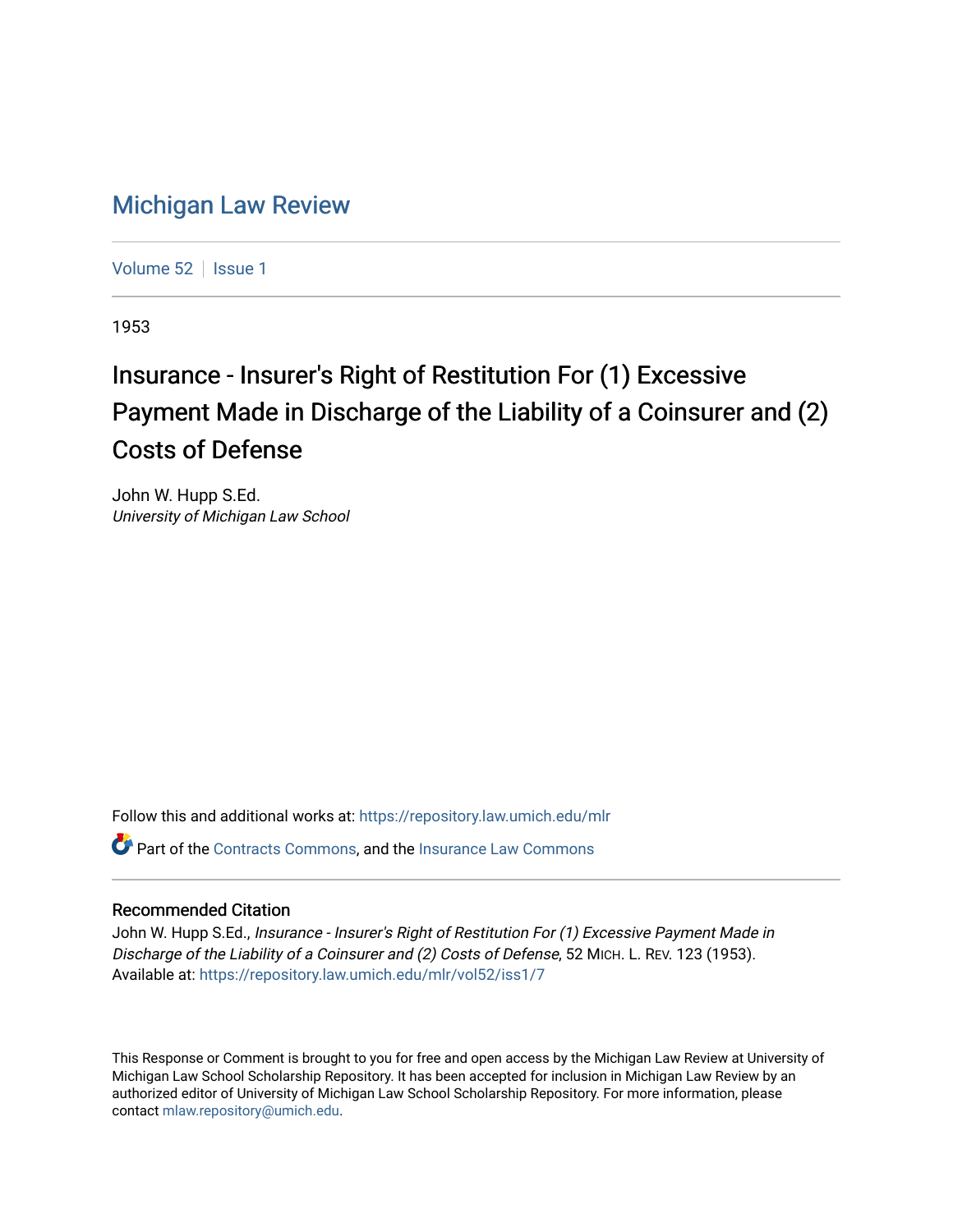# Michigan Law Review

Volume 52 | Issue 1

1953

## Insurance - Insurer's Right of Restitution For (1) Excessive Payment Made in Discharge of the Liability of a Coinsurer and (2) Costs of Defense

John W. Hupp S.Ed.
*University of Michigan Law School*

Follow this and additional works at: https://repository.law.umich.edu/mlr

Part of the Contracts Commons, and the Insurance Law Commons

### Recommended Citation

John W. Hupp S.Ed., *Insurance - Insurer's Right of Restitution For (1) Excessive Payment Made in Discharge of the Liability of a Coinsurer and (2) Costs of Defense*, 52 MICH. L. REV. 123 (1953).
Available at: https://repository.law.umich.edu/mlr/vol52/iss1/7

This Response or Comment is brought to you for free and open access by the Michigan Law Review at University of Michigan Law School Scholarship Repository. It has been accepted for inclusion in Michigan Law Review by an authorized editor of University of Michigan Law School Scholarship Repository. For more information, please contact mlaw.repository@umich.edu.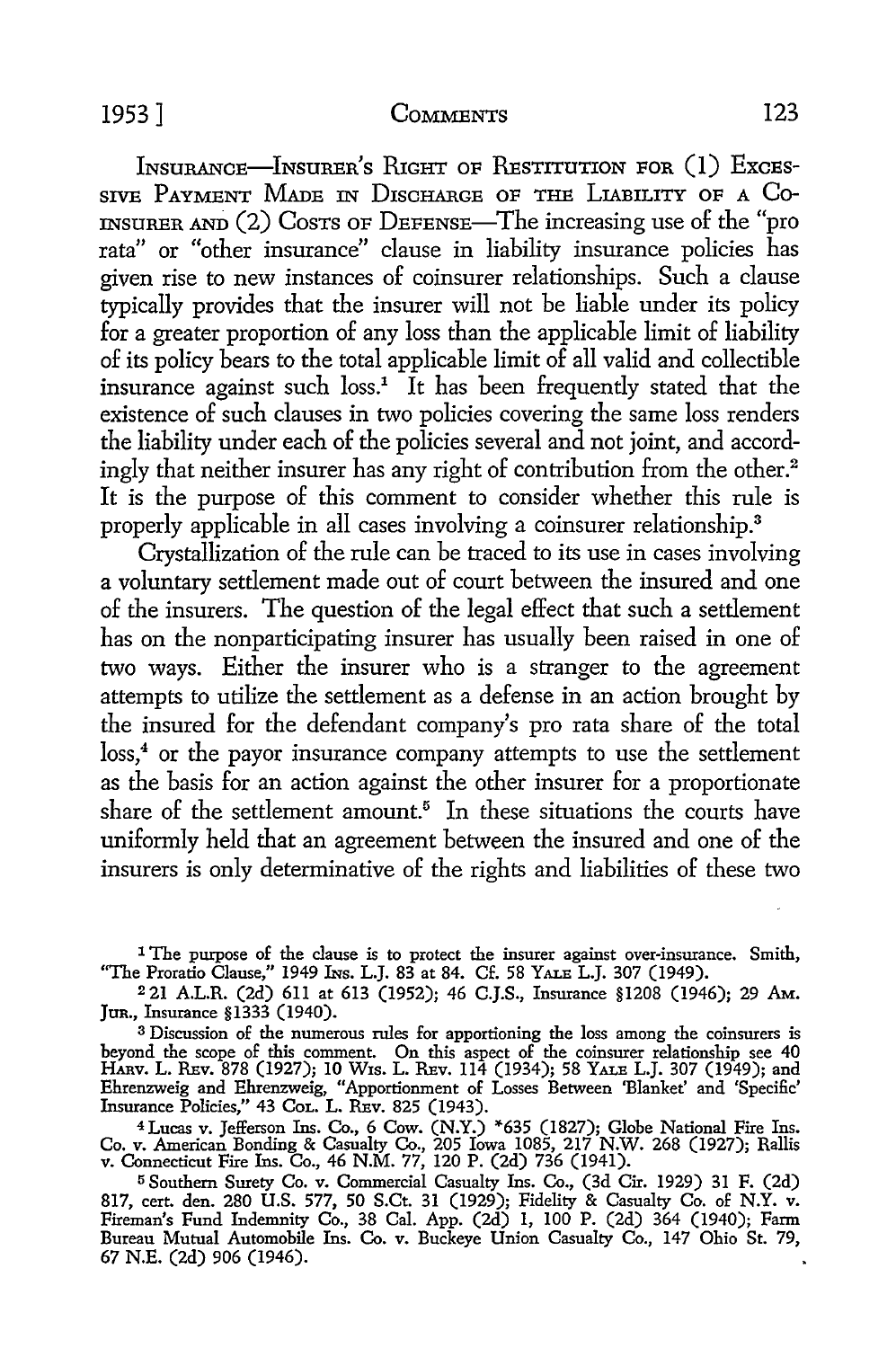INSURANCE—INSURER'S RIGHT OF RESTITUTION FOR (1) EXCESSIVE PAYMENT MADE IN DISCHARGE OF THE LIABILITY OF A CO-INSURER AND (2) COSTS OF DEFENSE—The increasing use of the "pro rata" or "other insurance" clause in liability insurance policies has given rise to new instances of coinsurer relationships. Such a clause typically provides that the insurer will not be liable under its policy for a greater proportion of any loss than the applicable limit of liability of its policy bears to the total applicable limit of all valid and collectible insurance against such loss.[1] It has been frequently stated that the existence of such clauses in two policies covering the same loss renders the liability under each of the policies several and not joint, and accordingly that neither insurer has any right of contribution from the other.[2] It is the purpose of this comment to consider whether this rule is properly applicable in all cases involving a coinsurer relationship.[3]

Crystallization of the rule can be traced to its use in cases involving a voluntary settlement made out of court between the insured and one of the insurers. The question of the legal effect that such a settlement has on the nonparticipating insurer has usually been raised in one of two ways. Either the insurer who is a stranger to the agreement attempts to utilize the settlement as a defense in an action brought by the insured for the defendant company's pro rata share of the total loss,[4] or the payor insurance company attempts to use the settlement as the basis for an action against the other insurer for a proportionate share of the settlement amount.[5] In these situations the courts have uniformly held that an agreement between the insured and one of the insurers is only determinative of the rights and liabilities of these two

---

[1] The purpose of the clause is to protect the insurer against over-insurance. Smith, "The Proratio Clause," 1949 INS. L.J. 83 at 84. Cf. 58 YALE L.J. 307 (1949).

[2] 21 A.L.R. (2d) 611 at 613 (1952); 46 C.J.S., Insurance §1208 (1946); 29 AM. JUR., Insurance §1333 (1940).

[3] Discussion of the numerous rules for apportioning the loss among the coinsurers is beyond the scope of this comment. On this aspect of the coinsurer relationship see 40 HARV. L. REV. 878 (1927); 10 WIS. L. REV. 114 (1934); 58 YALE L.J. 307 (1949); and Ehrenzweig and Ehrenzweig, "Apportionment of Losses Between 'Blanket' and 'Specific' Insurance Policies," 43 COL. L. REV. 825 (1943).

[4] Lucas v. Jefferson Ins. Co., 6 Cow. (N.Y.) *635 (1827); Globe National Fire Ins. Co. v. American Bonding & Casualty Co., 205 Iowa 1085, 217 N.W. 268 (1927); Rallis v. Connecticut Fire Ins. Co., 46 N.M. 77, 120 P. (2d) 736 (1941).

[5] Southern Surety Co. v. Commercial Casualty Ins. Co., (3d Cir. 1929) 31 F. (2d) 817, cert. den. 280 U.S. 577, 50 S.Ct. 31 (1929); Fidelity & Casualty Co. of N.Y. v. Fireman's Fund Indemnity Co., 38 Cal. App. (2d) 1, 100 P. (2d) 364 (1940); Farm Bureau Mutual Automobile Ins. Co. v. Buckeye Union Casualty Co., 147 Ohio St. 79, 67 N.E. (2d) 906 (1946).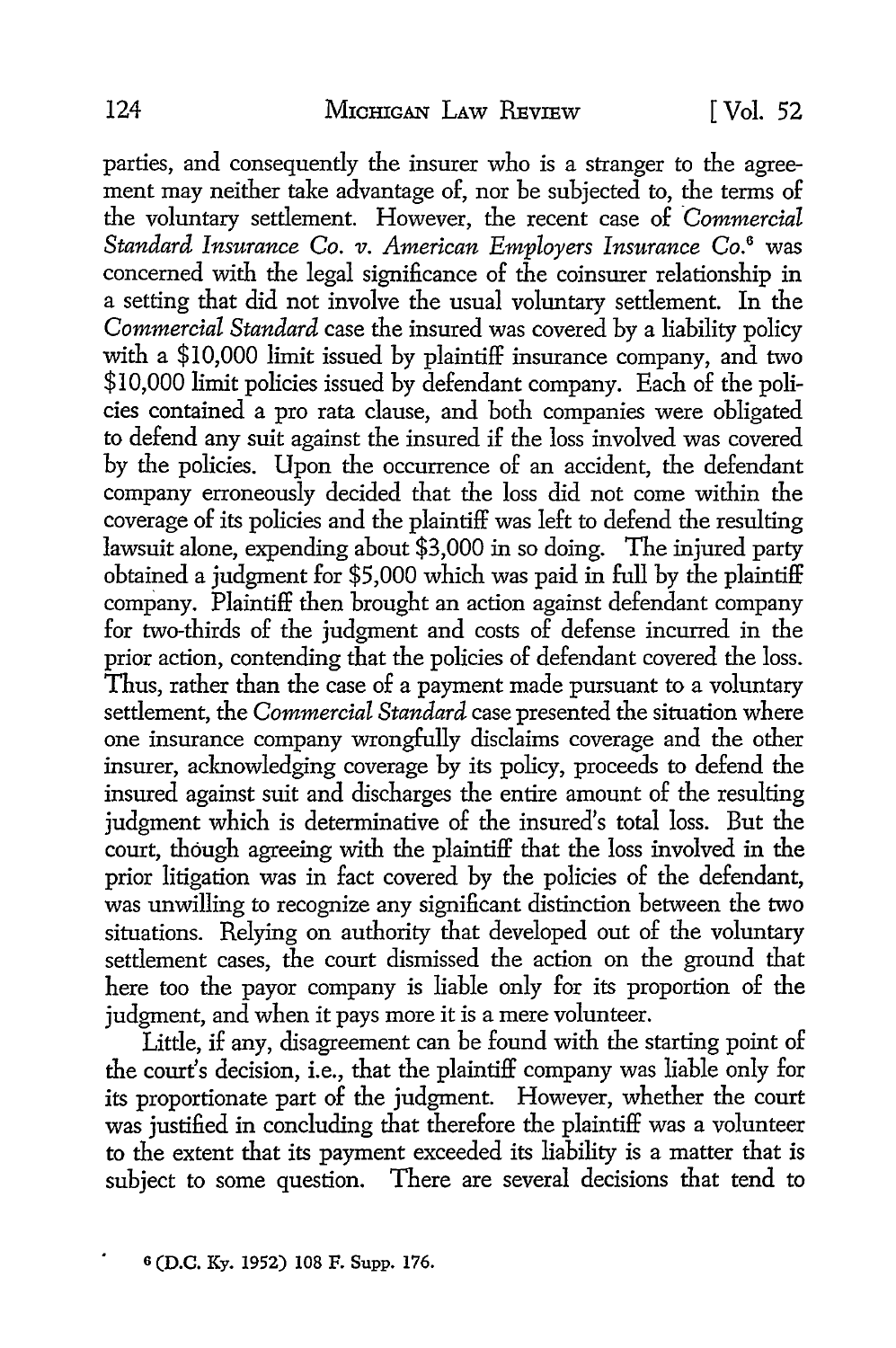parties, and consequently the insurer who is a stranger to the agreement may neither take advantage of, nor be subjected to, the terms of the voluntary settlement. However, the recent case of *Commercial Standard Insurance Co. v. American Employers Insurance Co.*[6] was concerned with the legal significance of the coinsurer relationship in a setting that did not involve the usual voluntary settlement. In the *Commercial Standard* case the insured was covered by a liability policy with a $10,000 limit issued by plaintiff insurance company, and two $10,000 limit policies issued by defendant company. Each of the policies contained a pro rata clause, and both companies were obligated to defend any suit against the insured if the loss involved was covered by the policies. Upon the occurrence of an accident, the defendant company erroneously decided that the loss did not come within the coverage of its policies and the plaintiff was left to defend the resulting lawsuit alone, expending about $3,000 in so doing. The injured party obtained a judgment for $5,000 which was paid in full by the plaintiff company. Plaintiff then brought an action against defendant company for two-thirds of the judgment and costs of defense incurred in the prior action, contending that the policies of defendant covered the loss. Thus, rather than the case of a payment made pursuant to a voluntary settlement, the *Commercial Standard* case presented the situation where one insurance company wrongfully disclaims coverage and the other insurer, acknowledging coverage by its policy, proceeds to defend the insured against suit and discharges the entire amount of the resulting judgment which is determinative of the insured's total loss. But the court, though agreeing with the plaintiff that the loss involved in the prior litigation was in fact covered by the policies of the defendant, was unwilling to recognize any significant distinction between the two situations. Relying on authority that developed out of the voluntary settlement cases, the court dismissed the action on the ground that here too the payor company is liable only for its proportion of the judgment, and when it pays more it is a mere volunteer.

Little, if any, disagreement can be found with the starting point of the court's decision, i.e., that the plaintiff company was liable only for its proportionate part of the judgment. However, whether the court was justified in concluding that therefore the plaintiff was a volunteer to the extent that its payment exceeded its liability is a matter that is subject to some question. There are several decisions that tend to

[6] (D.C. Ky. 1952) 108 F. Supp. 176.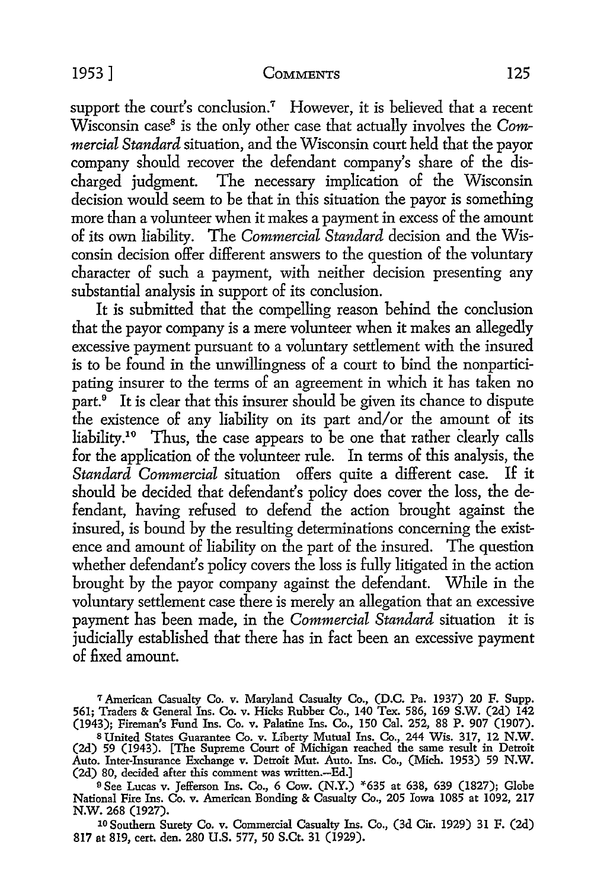support the court's conclusion.[7] However, it is believed that a recent Wisconsin case[8] is the only other case that actually involves the *Commercial Standard* situation, and the Wisconsin court held that the payor company should recover the defendant company's share of the discharged judgment. The necessary implication of the Wisconsin decision would seem to be that in this situation the payor is something more than a volunteer when it makes a payment in excess of the amount of its own liability. The *Commercial Standard* decision and the Wisconsin decision offer different answers to the question of the voluntary character of such a payment, with neither decision presenting any substantial analysis in support of its conclusion.

It is submitted that the compelling reason behind the conclusion that the payor company is a mere volunteer when it makes an allegedly excessive payment pursuant to a voluntary settlement with the insured is to be found in the unwillingness of a court to bind the nonparticipating insurer to the terms of an agreement in which it has taken no part.[9] It is clear that this insurer should be given its chance to dispute the existence of any liability on its part and/or the amount of its liability.[10] Thus, the case appears to be one that rather clearly calls for the application of the volunteer rule. In terms of this analysis, the *Standard Commercial* situation offers quite a different case. If it should be decided that defendant's policy does cover the loss, the defendant, having refused to defend the action brought against the insured, is bound by the resulting determinations concerning the existence and amount of liability on the part of the insured. The question whether defendant's policy covers the loss is fully litigated in the action brought by the payor company against the defendant. While in the voluntary settlement case there is merely an allegation that an excessive payment has been made, in the *Commercial Standard* situation it is judicially established that there has in fact been an excessive payment of fixed amount.

---

[7] American Casualty Co. v. Maryland Casualty Co., (D.C. Pa. 1937) 20 F. Supp. 561; Traders & General Ins. Co. v. Hicks Rubber Co., 140 Tex. 586, 169 S.W. (2d) 142 (1943); Fireman's Fund Ins. Co. v. Palatine Ins. Co., 150 Cal. 252, 88 P. 907 (1907).

[8] United States Guarantee Co. v. Liberty Mutual Ins. Co., 244 Wis. 317, 12 N.W. (2d) 59 (1943). [The Supreme Court of Michigan reached the same result in Detroit Auto. Inter-Insurance Exchange v. Detroit Mut. Auto. Ins. Co., (Mich. 1953) 59 N.W. (2d) 80, decided after this comment was written.—Ed.]

[9] See Lucas v. Jefferson Ins. Co., 6 Cow. (N.Y.) *635 at 638, 639 (1827); Globe National Fire Ins. Co. v. American Bonding & Casualty Co., 205 Iowa 1085 at 1092, 217 N.W. 268 (1927).

[10] Southern Surety Co. v. Commercial Casualty Ins. Co., (3d Cir. 1929) 31 F. (2d) 817 at 819, cert. den. 280 U.S. 577, 50 S.Ct. 31 (1929).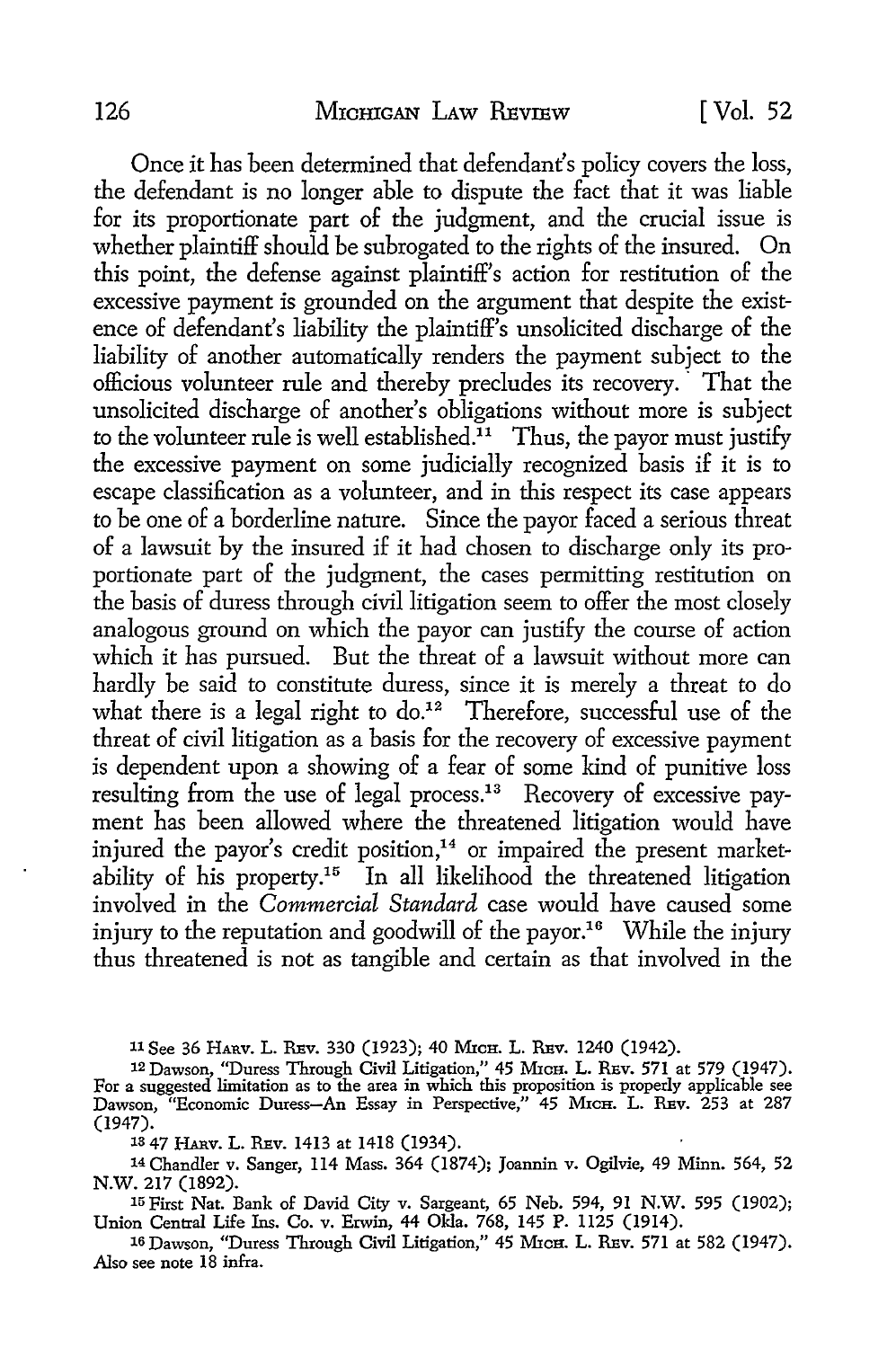Once it has been determined that defendant's policy covers the loss, the defendant is no longer able to dispute the fact that it was liable for its proportionate part of the judgment, and the crucial issue is whether plaintiff should be subrogated to the rights of the insured. On this point, the defense against plaintiff's action for restitution of the excessive payment is grounded on the argument that despite the existence of defendant's liability the plaintiff's unsolicited discharge of the liability of another automatically renders the payment subject to the officious volunteer rule and thereby precludes its recovery. That the unsolicited discharge of another's obligations without more is subject to the volunteer rule is well established.[11] Thus, the payor must justify the excessive payment on some judicially recognized basis if it is to escape classification as a volunteer, and in this respect its case appears to be one of a borderline nature. Since the payor faced a serious threat of a lawsuit by the insured if it had chosen to discharge only its proportionate part of the judgment, the cases permitting restitution on the basis of duress through civil litigation seem to offer the most closely analogous ground on which the payor can justify the course of action which it has pursued. But the threat of a lawsuit without more can hardly be said to constitute duress, since it is merely a threat to do what there is a legal right to do.[12] Therefore, successful use of the threat of civil litigation as a basis for the recovery of excessive payment is dependent upon a showing of a fear of some kind of punitive loss resulting from the use of legal process.[13] Recovery of excessive payment has been allowed where the threatened litigation would have injured the payor's credit position,[14] or impaired the present marketability of his property.[15] In all likelihood the threatened litigation involved in the *Commercial Standard* case would have caused some injury to the reputation and goodwill of the payor.[16] While the injury thus threatened is not as tangible and certain as that involved in the

---

[11] See 36 Harv. L. Rev. 330 (1923); 40 Mich. L. Rev. 1240 (1942).

[12] Dawson, "Duress Through Civil Litigation," 45 Mich. L. Rev. 571 at 579 (1947). For a suggested limitation as to the area in which this proposition is properly applicable see Dawson, "Economic Duress—An Essay in Perspective," 45 Mich. L. Rev. 253 at 287 (1947).

[13] 47 Harv. L. Rev. 1413 at 1418 (1934).

[14] Chandler v. Sanger, 114 Mass. 364 (1874); Joannin v. Ogilvie, 49 Minn. 564, 52 N.W. 217 (1892).

[15] First Nat. Bank of David City v. Sargeant, 65 Neb. 594, 91 N.W. 595 (1902); Union Central Life Ins. Co. v. Erwin, 44 Okla. 768, 145 P. 1125 (1914).

[16] Dawson, "Duress Through Civil Litigation," 45 Mich. L. Rev. 571 at 582 (1947). Also see note 18 infra.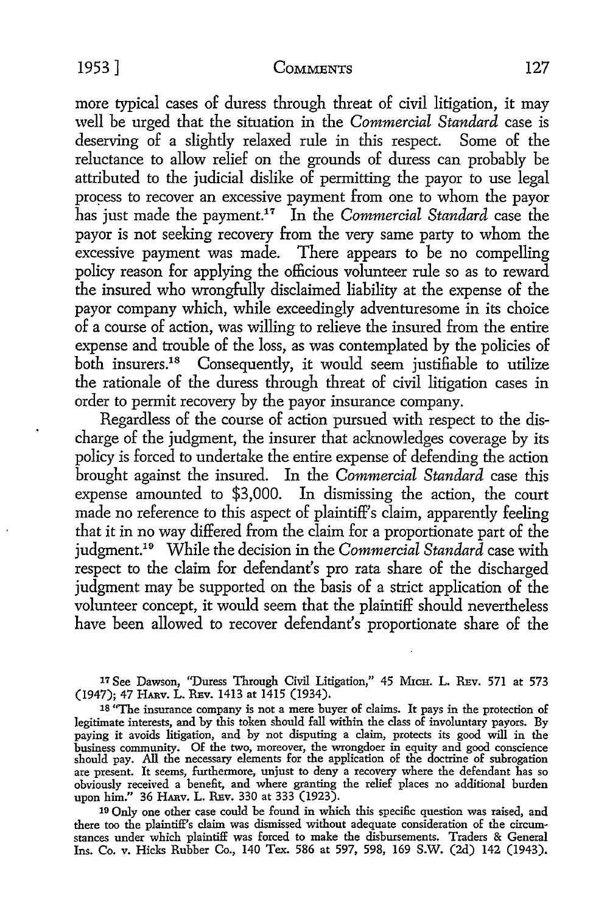more typical cases of duress through threat of civil litigation, it may well be urged that the situation in the *Commercial Standard* case is deserving of a slightly relaxed rule in this respect. Some of the reluctance to allow relief on the grounds of duress can probably be attributed to the judicial dislike of permitting the payor to use legal process to recover an excessive payment from one to whom the payor has just made the payment.[17] In the *Commercial Standard* case the payor is not seeking recovery from the very same party to whom the excessive payment was made. There appears to be no compelling policy reason for applying the officious volunteer rule so as to reward the insured who wrongfully disclaimed liability at the expense of the payor company which, while exceedingly adventuresome in its choice of a course of action, was willing to relieve the insured from the entire expense and trouble of the loss, as was contemplated by the policies of both insurers.[18] Consequently, it would seem justifiable to utilize the rationale of the duress through threat of civil litigation cases in order to permit recovery by the payor insurance company.

Regardless of the course of action pursued with respect to the discharge of the judgment, the insurer that acknowledges coverage by its policy is forced to undertake the entire expense of defending the action brought against the insured. In the *Commercial Standard* case this expense amounted to $3,000. In dismissing the action, the court made no reference to this aspect of plaintiff's claim, apparently feeling that it in no way differed from the claim for a proportionate part of the judgment.[19] While the decision in the *Commercial Standard* case with respect to the claim for defendant's pro rata share of the discharged judgment may be supported on the basis of a strict application of the volunteer concept, it would seem that the plaintiff should nevertheless have been allowed to recover defendant's proportionate share of the

---

[17] See Dawson, "Duress Through Civil Litigation," 45 MICH. L. REV. 571 at 573 (1947); 47 HARV. L. REV. 1413 at 1415 (1934).

[18] "The insurance company is not a mere buyer of claims. It pays in the protection of legitimate interests, and by this token should fall within the class of involuntary payors. By paying it avoids litigation, and by not disputing a claim, protects its good will in the business community. Of the two, moreover, the wrongdoer in equity and good conscience should pay. All the necessary elements for the application of the doctrine of subrogation are present. It seems, furthermore, unjust to deny a recovery where the defendant has so obviously received a benefit, and where granting the relief places no additional burden upon him." 36 HARV. L. REV. 330 at 333 (1923).

[19] Only one other case could be found in which this specific question was raised, and there too the plaintiff's claim was dismissed without adequate consideration of the circumstances under which plaintiff was forced to make the disbursements. Traders & General Ins. Co. v. Hicks Rubber Co., 140 Tex. 586 at 597, 598, 169 S.W. (2d) 142 (1943).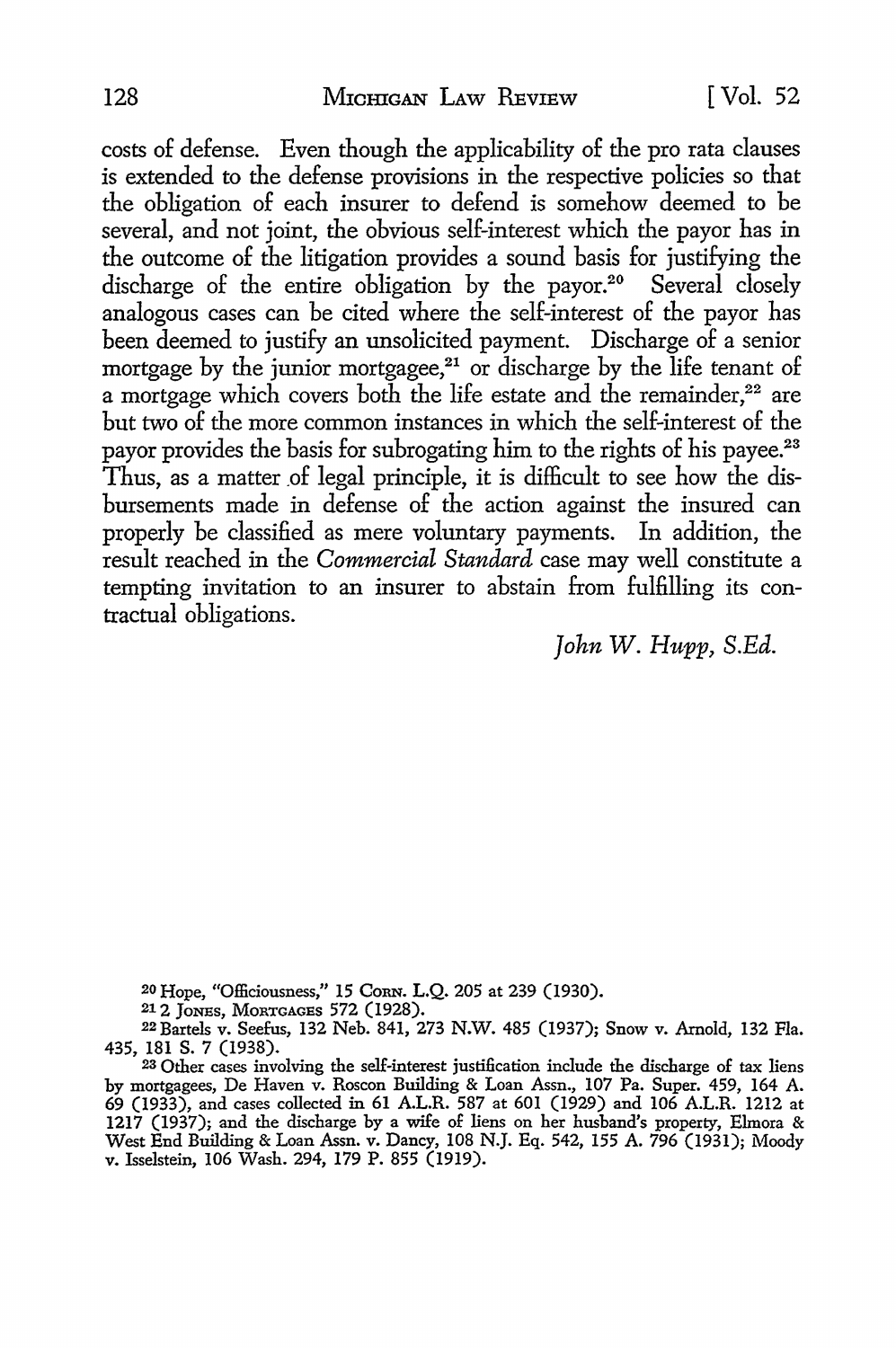costs of defense. Even though the applicability of the pro rata clauses is extended to the defense provisions in the respective policies so that the obligation of each insurer to defend is somehow deemed to be several, and not joint, the obvious self-interest which the payor has in the outcome of the litigation provides a sound basis for justifying the discharge of the entire obligation by the payor.[20] Several closely analogous cases can be cited where the self-interest of the payor has been deemed to justify an unsolicited payment. Discharge of a senior mortgage by the junior mortgagee,[21] or discharge by the life tenant of a mortgage which covers both the life estate and the remainder,[22] are but two of the more common instances in which the self-interest of the payor provides the basis for subrogating him to the rights of his payee.[23] Thus, as a matter of legal principle, it is difficult to see how the disbursements made in defense of the action against the insured can properly be classified as mere voluntary payments. In addition, the result reached in the *Commercial Standard* case may well constitute a tempting invitation to an insurer to abstain from fulfilling its contractual obligations.

*John W. Hupp, S.Ed.*

---

[20] Hope, "Officiousness," 15 CORN. L.Q. 205 at 239 (1930).

[21] 2 JONES, MORTGAGES 572 (1928).

[22] Bartels v. Seefus, 132 Neb. 841, 273 N.W. 485 (1937); Snow v. Arnold, 132 Fla. 435, 181 S. 7 (1938).

[23] Other cases involving the self-interest justification include the discharge of tax liens by mortgagees, De Haven v. Roscon Building & Loan Assn., 107 Pa. Super. 459, 164 A. 69 (1933), and cases collected in 61 A.L.R. 587 at 601 (1929) and 106 A.L.R. 1212 at 1217 (1937); and the discharge by a wife of liens on her husband's property, Elmora & West End Building & Loan Assn. v. Dancy, 108 N.J. Eq. 542, 155 A. 796 (1931); Moody v. Isselstein, 106 Wash. 294, 179 P. 855 (1919).